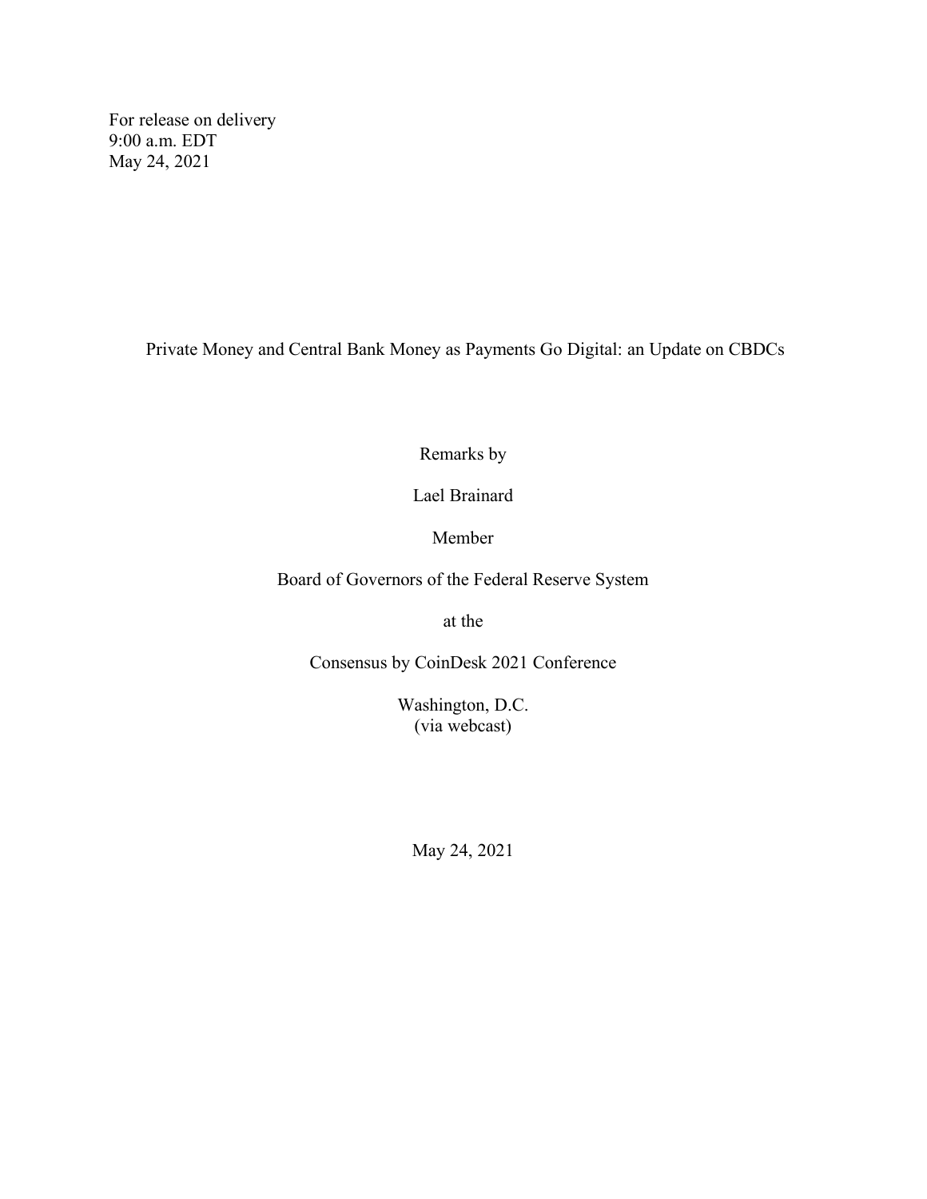For release on delivery
9:00 a.m. EDT
May 24, 2021

# Private Money and Central Bank Money as Payments Go Digital: an Update on CBDCs

Remarks by

Lael Brainard

Member

Board of Governors of the Federal Reserve System

at the

Consensus by CoinDesk 2021 Conference

Washington, D.C.
(via webcast)

May 24, 2021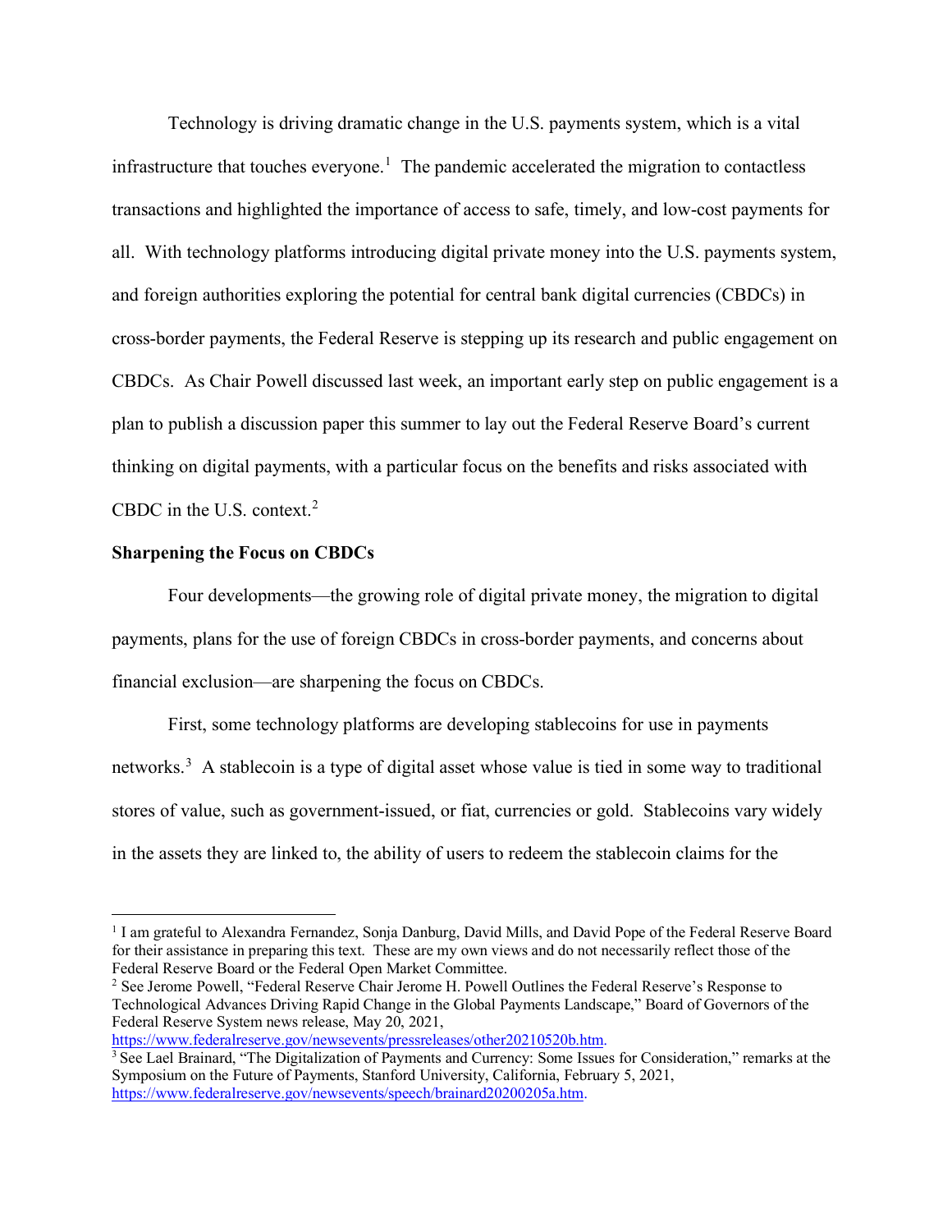Technology is driving dramatic change in the U.S. payments system, which is a vital infrastructure that touches everyone.[1] The pandemic accelerated the migration to contactless transactions and highlighted the importance of access to safe, timely, and low-cost payments for all. With technology platforms introducing digital private money into the U.S. payments system, and foreign authorities exploring the potential for central bank digital currencies (CBDCs) in cross-border payments, the Federal Reserve is stepping up its research and public engagement on CBDCs. As Chair Powell discussed last week, an important early step on public engagement is a plan to publish a discussion paper this summer to lay out the Federal Reserve Board's current thinking on digital payments, with a particular focus on the benefits and risks associated with CBDC in the U.S. context.[2]

**Sharpening the Focus on CBDCs**

Four developments—the growing role of digital private money, the migration to digital payments, plans for the use of foreign CBDCs in cross-border payments, and concerns about financial exclusion—are sharpening the focus on CBDCs.

First, some technology platforms are developing stablecoins for use in payments networks.[3] A stablecoin is a type of digital asset whose value is tied in some way to traditional stores of value, such as government-issued, or fiat, currencies or gold. Stablecoins vary widely in the assets they are linked to, the ability of users to redeem the stablecoin claims for the

---

[1] I am grateful to Alexandra Fernandez, Sonja Danburg, David Mills, and David Pope of the Federal Reserve Board for their assistance in preparing this text. These are my own views and do not necessarily reflect those of the Federal Reserve Board or the Federal Open Market Committee.

[2] See Jerome Powell, "Federal Reserve Chair Jerome H. Powell Outlines the Federal Reserve's Response to Technological Advances Driving Rapid Change in the Global Payments Landscape," Board of Governors of the Federal Reserve System news release, May 20, 2021, https://www.federalreserve.gov/newsevents/pressreleases/other20210520b.htm.

[3] See Lael Brainard, "The Digitalization of Payments and Currency: Some Issues for Consideration," remarks at the Symposium on the Future of Payments, Stanford University, California, February 5, 2021, https://www.federalreserve.gov/newsevents/speech/brainard20200205a.htm.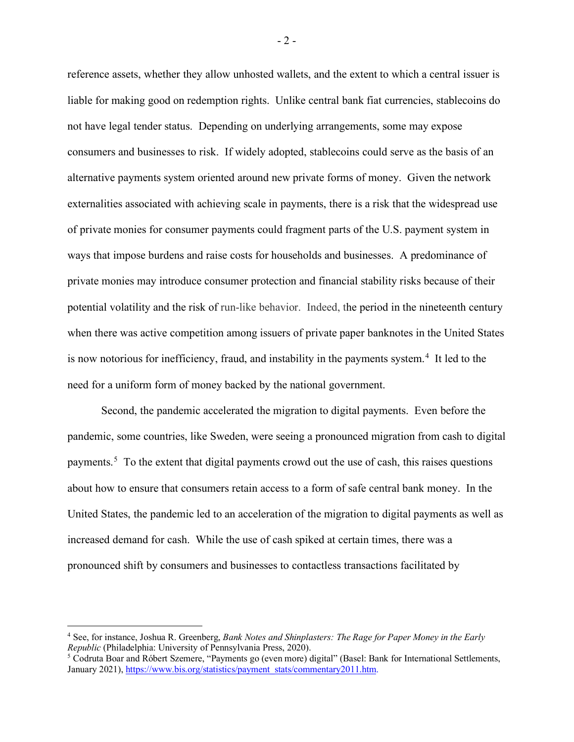reference assets, whether they allow unhosted wallets, and the extent to which a central issuer is liable for making good on redemption rights. Unlike central bank fiat currencies, stablecoins do not have legal tender status. Depending on underlying arrangements, some may expose consumers and businesses to risk. If widely adopted, stablecoins could serve as the basis of an alternative payments system oriented around new private forms of money. Given the network externalities associated with achieving scale in payments, there is a risk that the widespread use of private monies for consumer payments could fragment parts of the U.S. payment system in ways that impose burdens and raise costs for households and businesses. A predominance of private monies may introduce consumer protection and financial stability risks because of their potential volatility and the risk of run-like behavior. Indeed, the period in the nineteenth century when there was active competition among issuers of private paper banknotes in the United States is now notorious for inefficiency, fraud, and instability in the payments system.[4] It led to the need for a uniform form of money backed by the national government.

Second, the pandemic accelerated the migration to digital payments. Even before the pandemic, some countries, like Sweden, were seeing a pronounced migration from cash to digital payments.[5] To the extent that digital payments crowd out the use of cash, this raises questions about how to ensure that consumers retain access to a form of safe central bank money. In the United States, the pandemic led to an acceleration of the migration to digital payments as well as increased demand for cash. While the use of cash spiked at certain times, there was a pronounced shift by consumers and businesses to contactless transactions facilitated by

---

[4] See, for instance, Joshua R. Greenberg, *Bank Notes and Shinplasters: The Rage for Paper Money in the Early Republic* (Philadelphia: University of Pennsylvania Press, 2020).

[5] Codruta Boar and Róbert Szemere, "Payments go (even more) digital" (Basel: Bank for International Settlements, January 2021), https://www.bis.org/statistics/payment_stats/commentary2011.htm.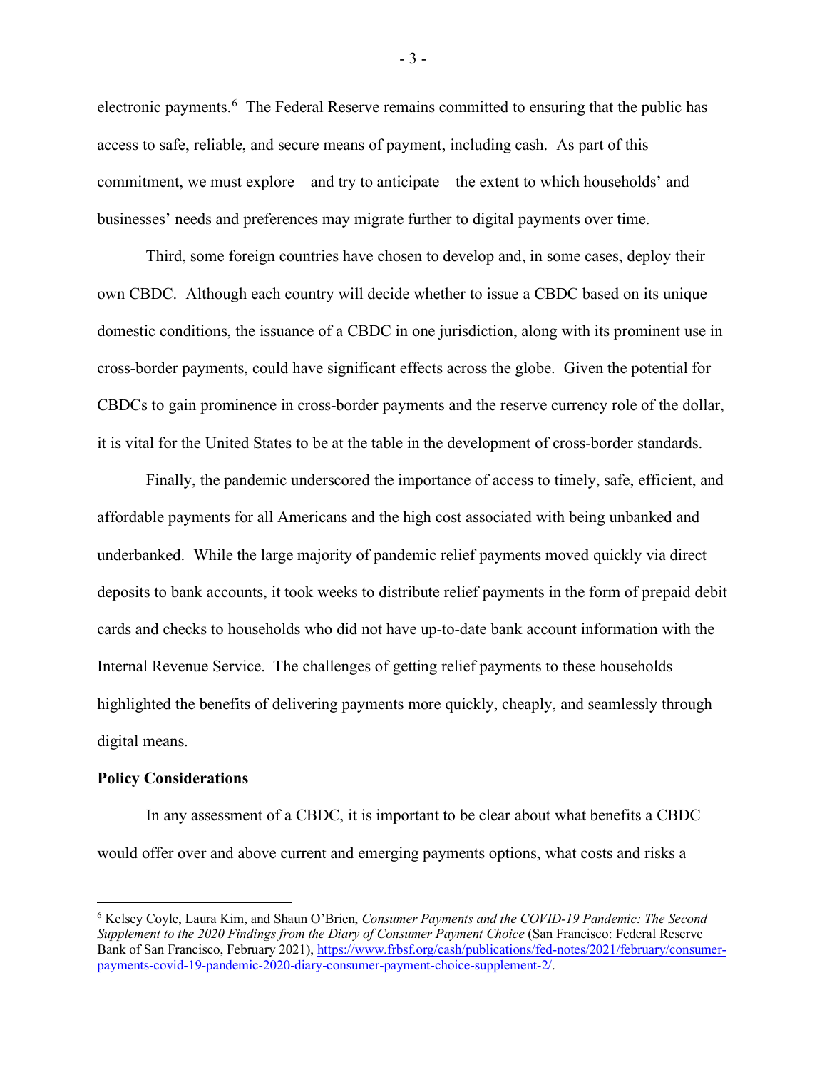electronic payments.[6] The Federal Reserve remains committed to ensuring that the public has access to safe, reliable, and secure means of payment, including cash. As part of this commitment, we must explore—and try to anticipate—the extent to which households' and businesses' needs and preferences may migrate further to digital payments over time.

Third, some foreign countries have chosen to develop and, in some cases, deploy their own CBDC. Although each country will decide whether to issue a CBDC based on its unique domestic conditions, the issuance of a CBDC in one jurisdiction, along with its prominent use in cross-border payments, could have significant effects across the globe. Given the potential for CBDCs to gain prominence in cross-border payments and the reserve currency role of the dollar, it is vital for the United States to be at the table in the development of cross-border standards.

Finally, the pandemic underscored the importance of access to timely, safe, efficient, and affordable payments for all Americans and the high cost associated with being unbanked and underbanked. While the large majority of pandemic relief payments moved quickly via direct deposits to bank accounts, it took weeks to distribute relief payments in the form of prepaid debit cards and checks to households who did not have up-to-date bank account information with the Internal Revenue Service. The challenges of getting relief payments to these households highlighted the benefits of delivering payments more quickly, cheaply, and seamlessly through digital means.

**Policy Considerations**

In any assessment of a CBDC, it is important to be clear about what benefits a CBDC would offer over and above current and emerging payments options, what costs and risks a

---

[6] Kelsey Coyle, Laura Kim, and Shaun O'Brien, *Consumer Payments and the COVID-19 Pandemic: The Second Supplement to the 2020 Findings from the Diary of Consumer Payment Choice* (San Francisco: Federal Reserve Bank of San Francisco, February 2021), https://www.frbsf.org/cash/publications/fed-notes/2021/february/consumer-payments-covid-19-pandemic-2020-diary-consumer-payment-choice-supplement-2/.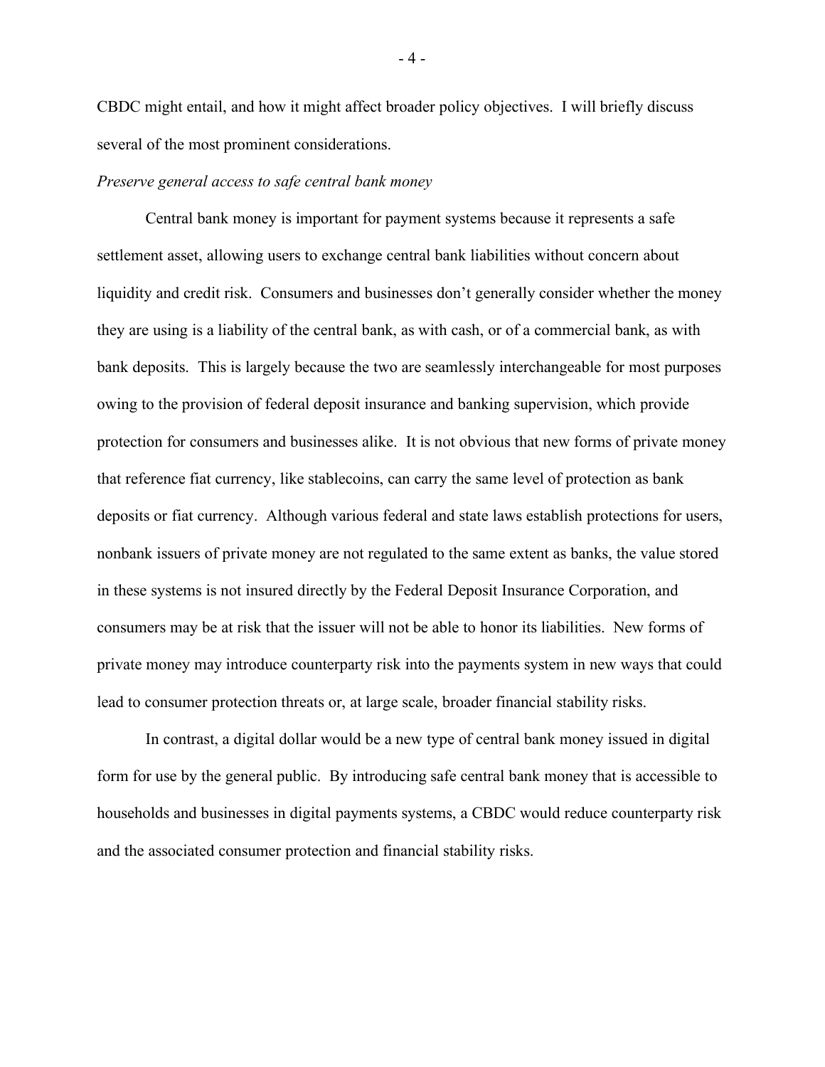CBDC might entail, and how it might affect broader policy objectives. I will briefly discuss several of the most prominent considerations.

*Preserve general access to safe central bank money*

Central bank money is important for payment systems because it represents a safe settlement asset, allowing users to exchange central bank liabilities without concern about liquidity and credit risk. Consumers and businesses don't generally consider whether the money they are using is a liability of the central bank, as with cash, or of a commercial bank, as with bank deposits. This is largely because the two are seamlessly interchangeable for most purposes owing to the provision of federal deposit insurance and banking supervision, which provide protection for consumers and businesses alike. It is not obvious that new forms of private money that reference fiat currency, like stablecoins, can carry the same level of protection as bank deposits or fiat currency. Although various federal and state laws establish protections for users, nonbank issuers of private money are not regulated to the same extent as banks, the value stored in these systems is not insured directly by the Federal Deposit Insurance Corporation, and consumers may be at risk that the issuer will not be able to honor its liabilities. New forms of private money may introduce counterparty risk into the payments system in new ways that could lead to consumer protection threats or, at large scale, broader financial stability risks.

In contrast, a digital dollar would be a new type of central bank money issued in digital form for use by the general public. By introducing safe central bank money that is accessible to households and businesses in digital payments systems, a CBDC would reduce counterparty risk and the associated consumer protection and financial stability risks.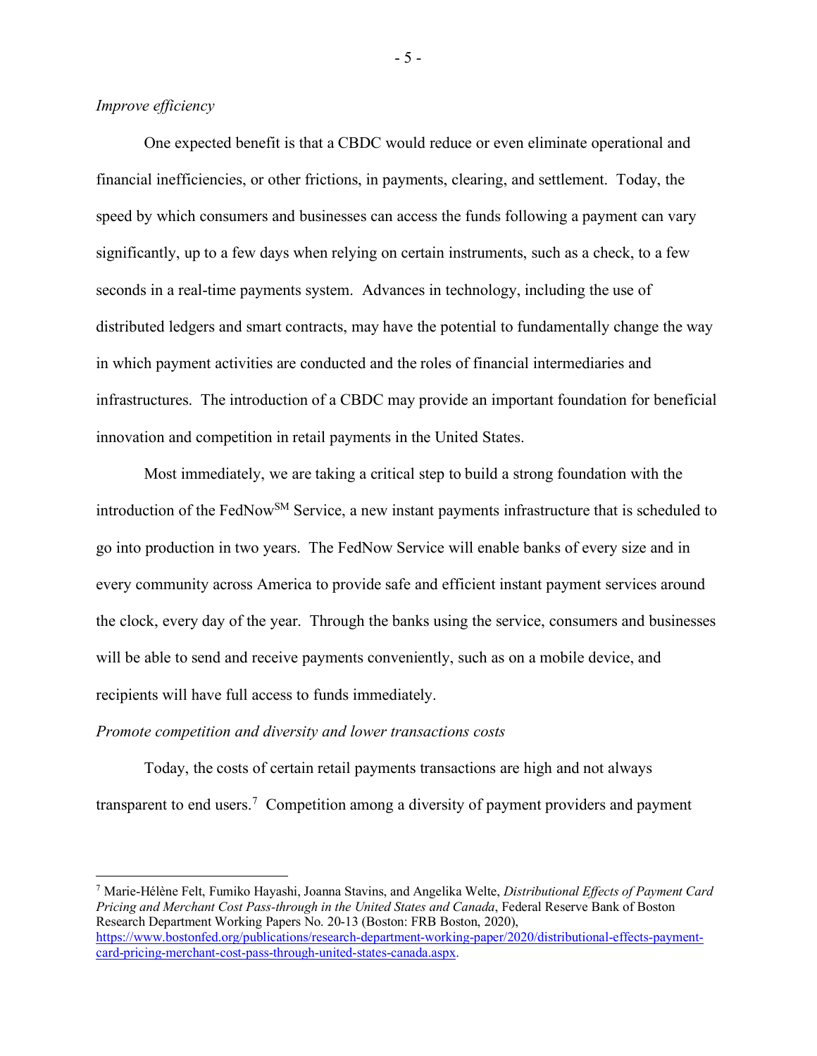*Improve efficiency*

One expected benefit is that a CBDC would reduce or even eliminate operational and financial inefficiencies, or other frictions, in payments, clearing, and settlement. Today, the speed by which consumers and businesses can access the funds following a payment can vary significantly, up to a few days when relying on certain instruments, such as a check, to a few seconds in a real-time payments system. Advances in technology, including the use of distributed ledgers and smart contracts, may have the potential to fundamentally change the way in which payment activities are conducted and the roles of financial intermediaries and infrastructures. The introduction of a CBDC may provide an important foundation for beneficial innovation and competition in retail payments in the United States.

Most immediately, we are taking a critical step to build a strong foundation with the introduction of the FedNow℠ Service, a new instant payments infrastructure that is scheduled to go into production in two years. The FedNow Service will enable banks of every size and in every community across America to provide safe and efficient instant payment services around the clock, every day of the year. Through the banks using the service, consumers and businesses will be able to send and receive payments conveniently, such as on a mobile device, and recipients will have full access to funds immediately.

*Promote competition and diversity and lower transactions costs*

Today, the costs of certain retail payments transactions are high and not always transparent to end users.[7] Competition among a diversity of payment providers and payment

---

[7] Marie-Hélène Felt, Fumiko Hayashi, Joanna Stavins, and Angelika Welte, *Distributional Effects of Payment Card Pricing and Merchant Cost Pass-through in the United States and Canada*, Federal Reserve Bank of Boston Research Department Working Papers No. 20-13 (Boston: FRB Boston, 2020), https://www.bostonfed.org/publications/research-department-working-paper/2020/distributional-effects-payment-card-pricing-merchant-cost-pass-through-united-states-canada.aspx.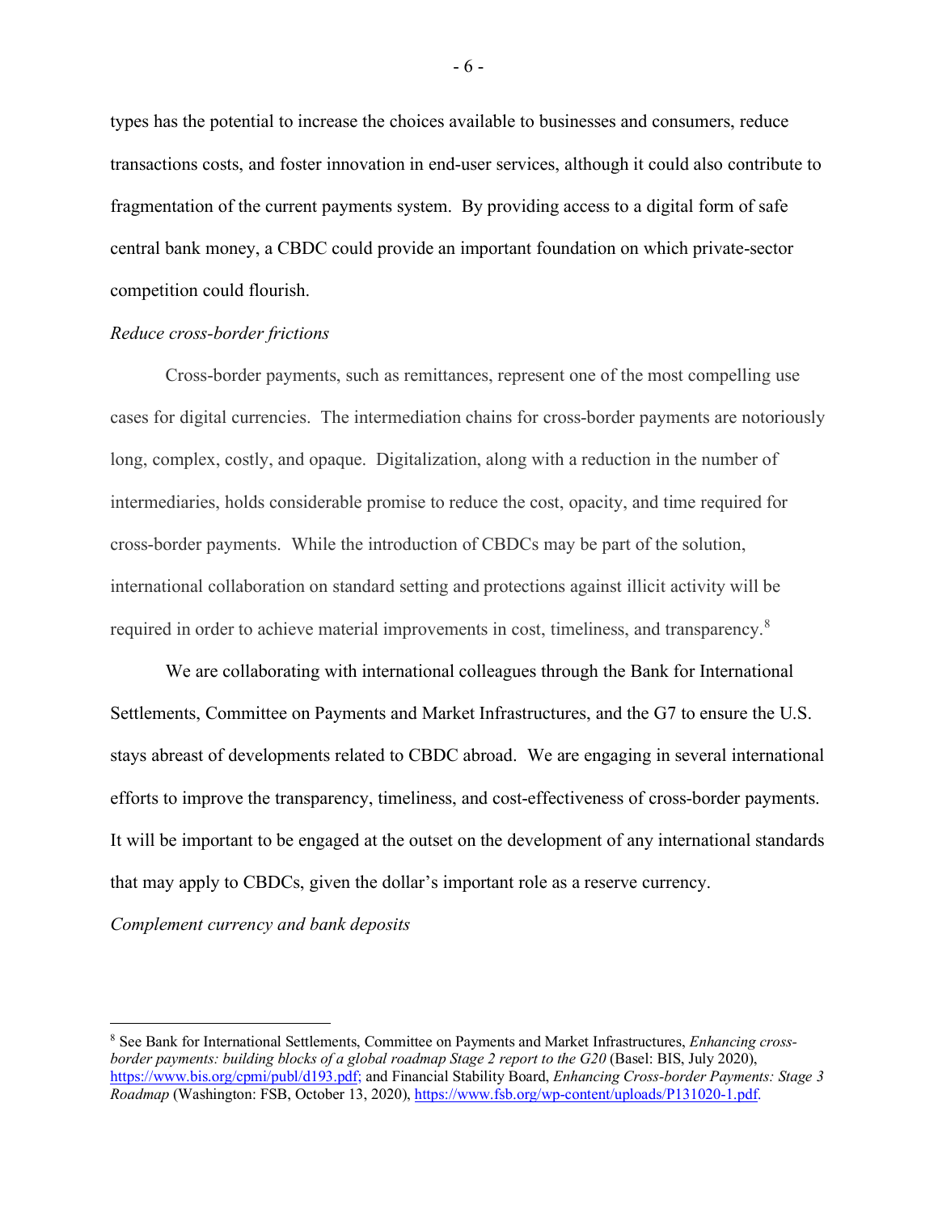types has the potential to increase the choices available to businesses and consumers, reduce transactions costs, and foster innovation in end-user services, although it could also contribute to fragmentation of the current payments system. By providing access to a digital form of safe central bank money, a CBDC could provide an important foundation on which private-sector competition could flourish.

*Reduce cross-border frictions*

Cross-border payments, such as remittances, represent one of the most compelling use cases for digital currencies. The intermediation chains for cross-border payments are notoriously long, complex, costly, and opaque. Digitalization, along with a reduction in the number of intermediaries, holds considerable promise to reduce the cost, opacity, and time required for cross-border payments. While the introduction of CBDCs may be part of the solution, international collaboration on standard setting and protections against illicit activity will be required in order to achieve material improvements in cost, timeliness, and transparency.[8]

We are collaborating with international colleagues through the Bank for International Settlements, Committee on Payments and Market Infrastructures, and the G7 to ensure the U.S. stays abreast of developments related to CBDC abroad. We are engaging in several international efforts to improve the transparency, timeliness, and cost-effectiveness of cross-border payments. It will be important to be engaged at the outset on the development of any international standards that may apply to CBDCs, given the dollar's important role as a reserve currency.

*Complement currency and bank deposits*

---

[8] See Bank for International Settlements, Committee on Payments and Market Infrastructures, *Enhancing cross-border payments: building blocks of a global roadmap Stage 2 report to the G20* (Basel: BIS, July 2020), https://www.bis.org/cpmi/publ/d193.pdf; and Financial Stability Board, *Enhancing Cross-border Payments: Stage 3 Roadmap* (Washington: FSB, October 13, 2020), https://www.fsb.org/wp-content/uploads/P131020-1.pdf.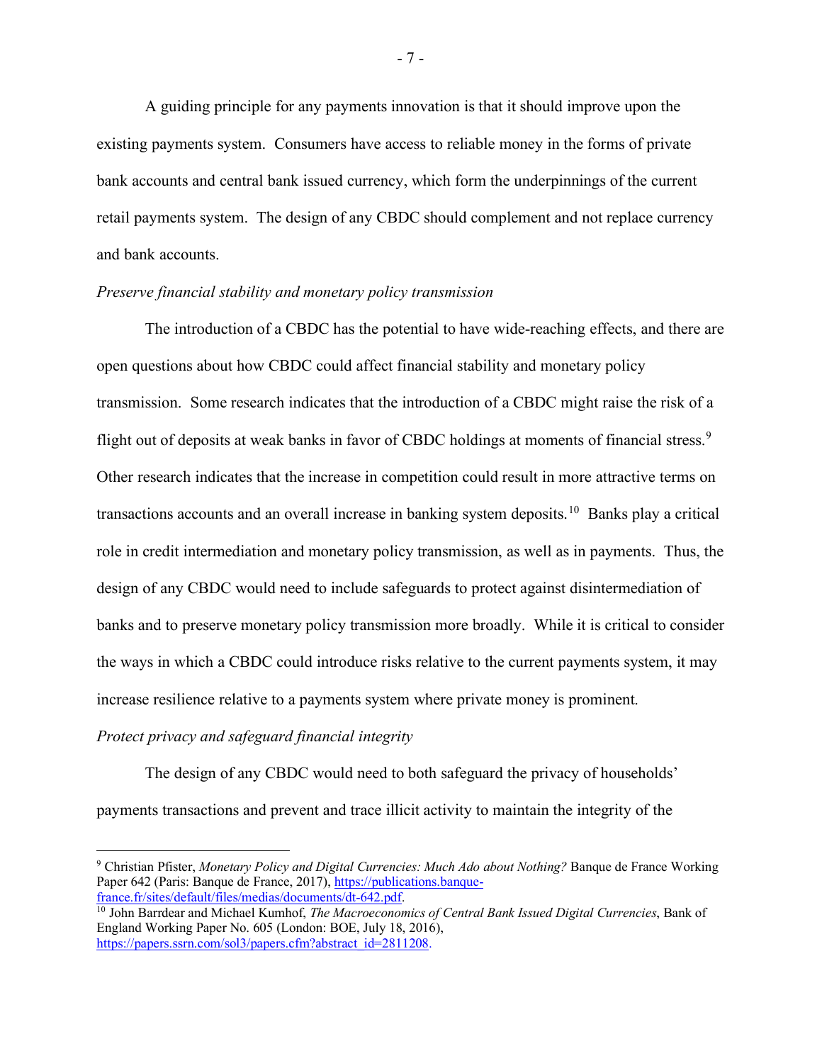A guiding principle for any payments innovation is that it should improve upon the existing payments system. Consumers have access to reliable money in the forms of private bank accounts and central bank issued currency, which form the underpinnings of the current retail payments system. The design of any CBDC should complement and not replace currency and bank accounts.

*Preserve financial stability and monetary policy transmission*

The introduction of a CBDC has the potential to have wide-reaching effects, and there are open questions about how CBDC could affect financial stability and monetary policy transmission. Some research indicates that the introduction of a CBDC might raise the risk of a flight out of deposits at weak banks in favor of CBDC holdings at moments of financial stress.[9] Other research indicates that the increase in competition could result in more attractive terms on transactions accounts and an overall increase in banking system deposits.[10] Banks play a critical role in credit intermediation and monetary policy transmission, as well as in payments. Thus, the design of any CBDC would need to include safeguards to protect against disintermediation of banks and to preserve monetary policy transmission more broadly. While it is critical to consider the ways in which a CBDC could introduce risks relative to the current payments system, it may increase resilience relative to a payments system where private money is prominent.

*Protect privacy and safeguard financial integrity*

The design of any CBDC would need to both safeguard the privacy of households' payments transactions and prevent and trace illicit activity to maintain the integrity of the

---

[9] Christian Pfister, *Monetary Policy and Digital Currencies: Much Ado about Nothing?* Banque de France Working Paper 642 (Paris: Banque de France, 2017), https://publications.banque-france.fr/sites/default/files/medias/documents/dt-642.pdf.

[10] John Barrdear and Michael Kumhof, *The Macroeconomics of Central Bank Issued Digital Currencies*, Bank of England Working Paper No. 605 (London: BOE, July 18, 2016), https://papers.ssrn.com/sol3/papers.cfm?abstract_id=2811208.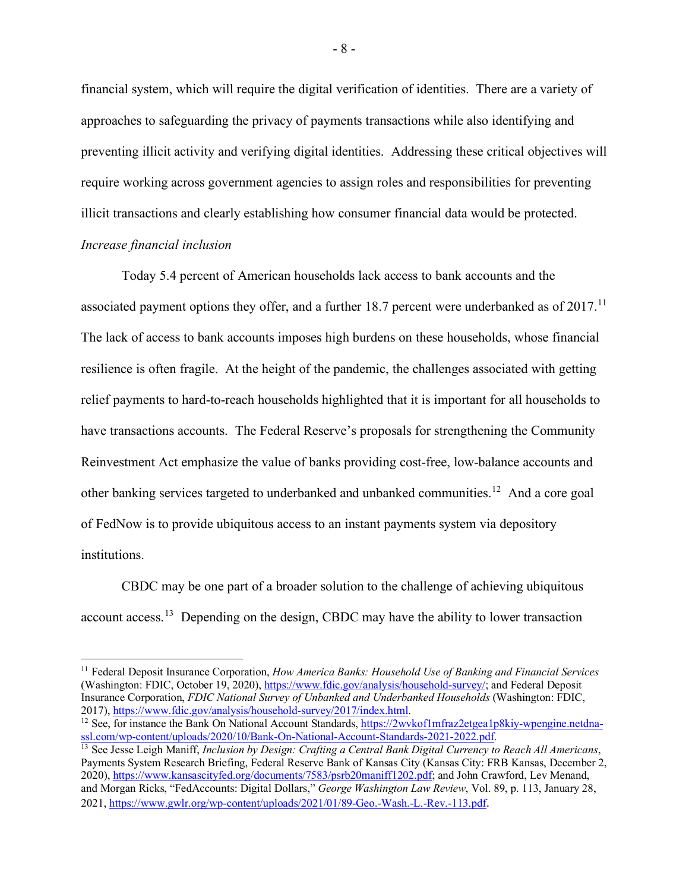financial system, which will require the digital verification of identities. There are a variety of approaches to safeguarding the privacy of payments transactions while also identifying and preventing illicit activity and verifying digital identities. Addressing these critical objectives will require working across government agencies to assign roles and responsibilities for preventing illicit transactions and clearly establishing how consumer financial data would be protected.

*Increase financial inclusion*

Today 5.4 percent of American households lack access to bank accounts and the associated payment options they offer, and a further 18.7 percent were underbanked as of 2017.[11] The lack of access to bank accounts imposes high burdens on these households, whose financial resilience is often fragile. At the height of the pandemic, the challenges associated with getting relief payments to hard-to-reach households highlighted that it is important for all households to have transactions accounts. The Federal Reserve's proposals for strengthening the Community Reinvestment Act emphasize the value of banks providing cost-free, low-balance accounts and other banking services targeted to underbanked and unbanked communities.[12] And a core goal of FedNow is to provide ubiquitous access to an instant payments system via depository institutions.

CBDC may be one part of a broader solution to the challenge of achieving ubiquitous account access.[13] Depending on the design, CBDC may have the ability to lower transaction

---

[11] Federal Deposit Insurance Corporation, *How America Banks: Household Use of Banking and Financial Services* (Washington: FDIC, October 19, 2020), https://www.fdic.gov/analysis/household-survey/; and Federal Deposit Insurance Corporation, *FDIC National Survey of Unbanked and Underbanked Households* (Washington: FDIC, 2017), https://www.fdic.gov/analysis/household-survey/2017/index.html.

[12] See, for instance the Bank On National Account Standards, https://2wvkof1mfraz2etgea1p8kiy-wpengine.netdna-ssl.com/wp-content/uploads/2020/10/Bank-On-National-Account-Standards-2021-2022.pdf.

[13] See Jesse Leigh Maniff, *Inclusion by Design: Crafting a Central Bank Digital Currency to Reach All Americans*, Payments System Research Briefing, Federal Reserve Bank of Kansas City (Kansas City: FRB Kansas, December 2, 2020), https://www.kansascityfed.org/documents/7583/psrb20maniff1202.pdf; and John Crawford, Lev Menand, and Morgan Ricks, "FedAccounts: Digital Dollars," *George Washington Law Review*, Vol. 89, p. 113, January 28, 2021, https://www.gwlr.org/wp-content/uploads/2021/01/89-Geo.-Wash.-L.-Rev.-113.pdf.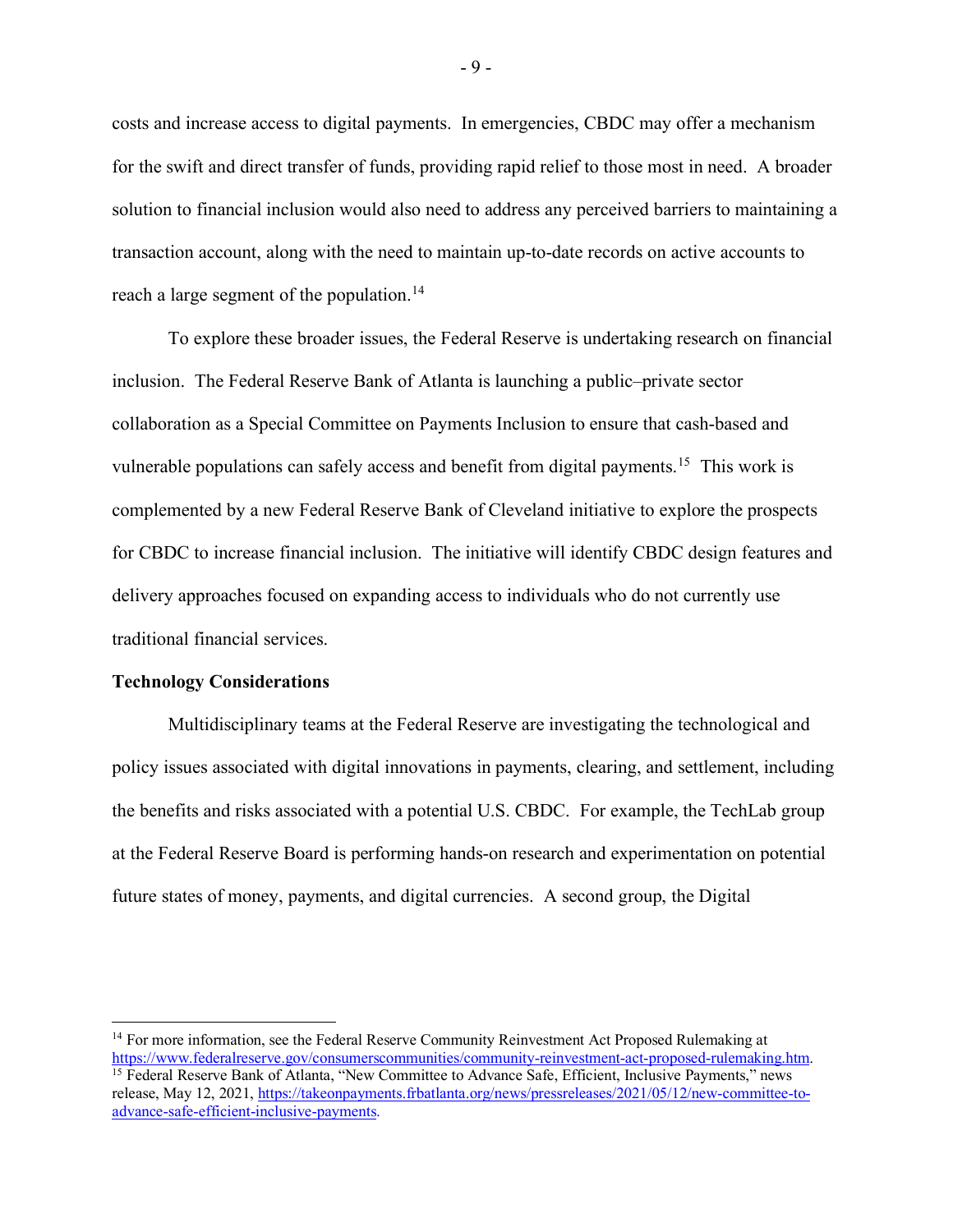costs and increase access to digital payments. In emergencies, CBDC may offer a mechanism for the swift and direct transfer of funds, providing rapid relief to those most in need. A broader solution to financial inclusion would also need to address any perceived barriers to maintaining a transaction account, along with the need to maintain up-to-date records on active accounts to reach a large segment of the population.[14]

To explore these broader issues, the Federal Reserve is undertaking research on financial inclusion. The Federal Reserve Bank of Atlanta is launching a public–private sector collaboration as a Special Committee on Payments Inclusion to ensure that cash-based and vulnerable populations can safely access and benefit from digital payments.[15] This work is complemented by a new Federal Reserve Bank of Cleveland initiative to explore the prospects for CBDC to increase financial inclusion. The initiative will identify CBDC design features and delivery approaches focused on expanding access to individuals who do not currently use traditional financial services.

**Technology Considerations**

Multidisciplinary teams at the Federal Reserve are investigating the technological and policy issues associated with digital innovations in payments, clearing, and settlement, including the benefits and risks associated with a potential U.S. CBDC. For example, the TechLab group at the Federal Reserve Board is performing hands-on research and experimentation on potential future states of money, payments, and digital currencies. A second group, the Digital

---

[14] For more information, see the Federal Reserve Community Reinvestment Act Proposed Rulemaking at https://www.federalreserve.gov/consumerscommunities/community-reinvestment-act-proposed-rulemaking.htm.

[15] Federal Reserve Bank of Atlanta, "New Committee to Advance Safe, Efficient, Inclusive Payments," news release, May 12, 2021, https://takeonpayments.frbatlanta.org/news/pressreleases/2021/05/12/new-committee-to-advance-safe-efficient-inclusive-payments.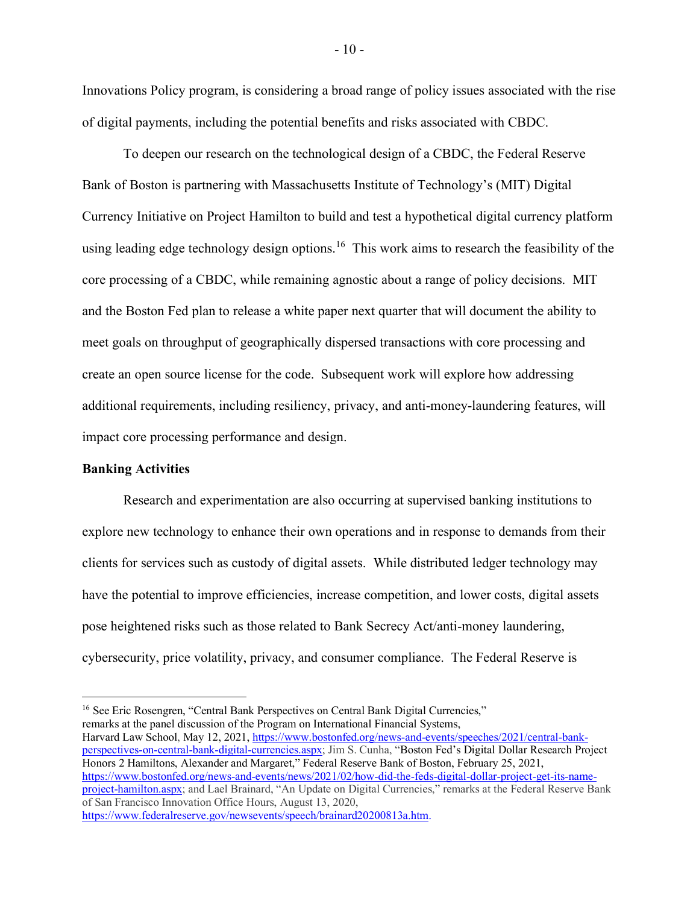Innovations Policy program, is considering a broad range of policy issues associated with the rise of digital payments, including the potential benefits and risks associated with CBDC.

To deepen our research on the technological design of a CBDC, the Federal Reserve Bank of Boston is partnering with Massachusetts Institute of Technology's (MIT) Digital Currency Initiative on Project Hamilton to build and test a hypothetical digital currency platform using leading edge technology design options.[16] This work aims to research the feasibility of the core processing of a CBDC, while remaining agnostic about a range of policy decisions. MIT and the Boston Fed plan to release a white paper next quarter that will document the ability to meet goals on throughput of geographically dispersed transactions with core processing and create an open source license for the code. Subsequent work will explore how addressing additional requirements, including resiliency, privacy, and anti-money-laundering features, will impact core processing performance and design.

**Banking Activities**

Research and experimentation are also occurring at supervised banking institutions to explore new technology to enhance their own operations and in response to demands from their clients for services such as custody of digital assets. While distributed ledger technology may have the potential to improve efficiencies, increase competition, and lower costs, digital assets pose heightened risks such as those related to Bank Secrecy Act/anti-money laundering, cybersecurity, price volatility, privacy, and consumer compliance. The Federal Reserve is

---

[16] See Eric Rosengren, "Central Bank Perspectives on Central Bank Digital Currencies," remarks at the panel discussion of the Program on International Financial Systems, Harvard Law School, May 12, 2021, https://www.bostonfed.org/news-and-events/speeches/2021/central-bank-perspectives-on-central-bank-digital-currencies.aspx; Jim S. Cunha, "Boston Fed's Digital Dollar Research Project Honors 2 Hamiltons, Alexander and Margaret," Federal Reserve Bank of Boston, February 25, 2021, https://www.bostonfed.org/news-and-events/news/2021/02/how-did-the-feds-digital-dollar-project-get-its-name-project-hamilton.aspx; and Lael Brainard, "An Update on Digital Currencies," remarks at the Federal Reserve Bank of San Francisco Innovation Office Hours, August 13, 2020, https://www.federalreserve.gov/newsevents/speech/brainard20200813a.htm.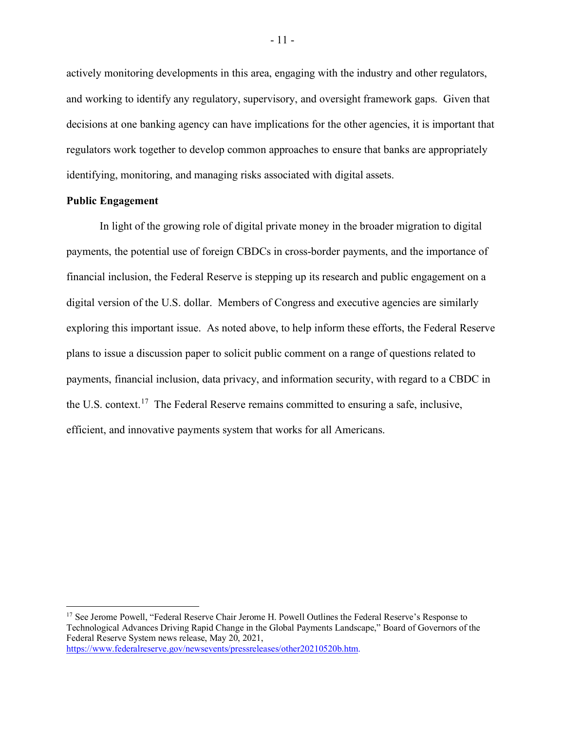actively monitoring developments in this area, engaging with the industry and other regulators, and working to identify any regulatory, supervisory, and oversight framework gaps. Given that decisions at one banking agency can have implications for the other agencies, it is important that regulators work together to develop common approaches to ensure that banks are appropriately identifying, monitoring, and managing risks associated with digital assets.

**Public Engagement**

In light of the growing role of digital private money in the broader migration to digital payments, the potential use of foreign CBDCs in cross-border payments, and the importance of financial inclusion, the Federal Reserve is stepping up its research and public engagement on a digital version of the U.S. dollar. Members of Congress and executive agencies are similarly exploring this important issue. As noted above, to help inform these efforts, the Federal Reserve plans to issue a discussion paper to solicit public comment on a range of questions related to payments, financial inclusion, data privacy, and information security, with regard to a CBDC in the U.S. context.[17] The Federal Reserve remains committed to ensuring a safe, inclusive, efficient, and innovative payments system that works for all Americans.

---

[17] See Jerome Powell, "Federal Reserve Chair Jerome H. Powell Outlines the Federal Reserve's Response to Technological Advances Driving Rapid Change in the Global Payments Landscape," Board of Governors of the Federal Reserve System news release, May 20, 2021, https://www.federalreserve.gov/newsevents/pressreleases/other20210520b.htm.